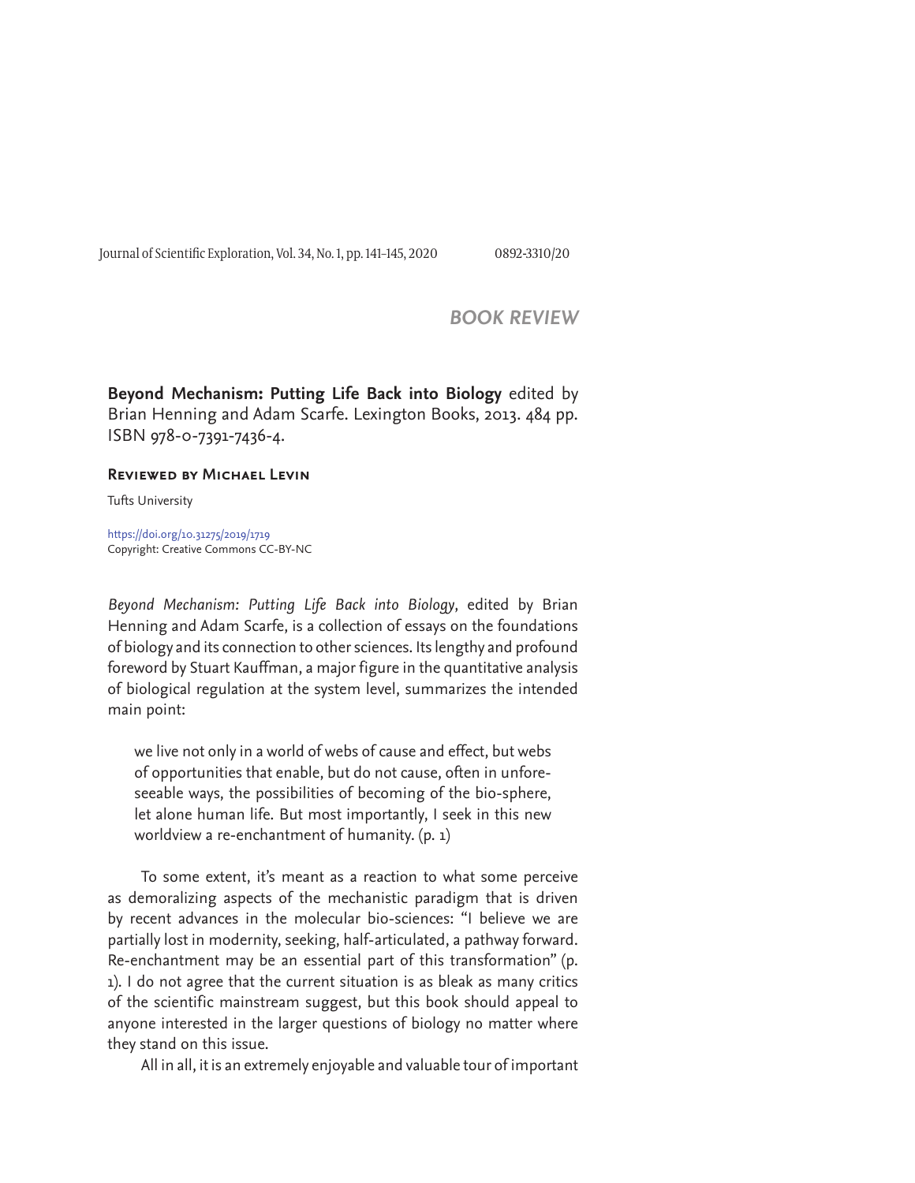## BOOK REVIEW

**Beyond Mechanism: Putting Life Back into Biology** edited by Brian Henning and Adam Scarfe. Lexington Books, 2013. 484 pp. ISBN 978-0-7391-7436-4.

**Reviewed by Michael Levin**

Tufts University

https://doi.org/10.31275/2019/1719
Copyright: Creative Commons CC-BY-NC

*Beyond Mechanism: Putting Life Back into Biology*, edited by Brian Henning and Adam Scarfe, is a collection of essays on the foundations of biology and its connection to other sciences. Its lengthy and profound foreword by Stuart Kauffman, a major figure in the quantitative analysis of biological regulation at the system level, summarizes the intended main point:

> we live not only in a world of webs of cause and effect, but webs of opportunities that enable, but do not cause, often in unforeseeable ways, the possibilities of becoming of the bio-sphere, let alone human life. But most importantly, I seek in this new worldview a re-enchantment of humanity. (p. 1)

To some extent, it's meant as a reaction to what some perceive as demoralizing aspects of the mechanistic paradigm that is driven by recent advances in the molecular bio-sciences: "I believe we are partially lost in modernity, seeking, half-articulated, a pathway forward. Re-enchantment may be an essential part of this transformation" (p. 1). I do not agree that the current situation is as bleak as many critics of the scientific mainstream suggest, but this book should appeal to anyone interested in the larger questions of biology no matter where they stand on this issue.

All in all, it is an extremely enjoyable and valuable tour of important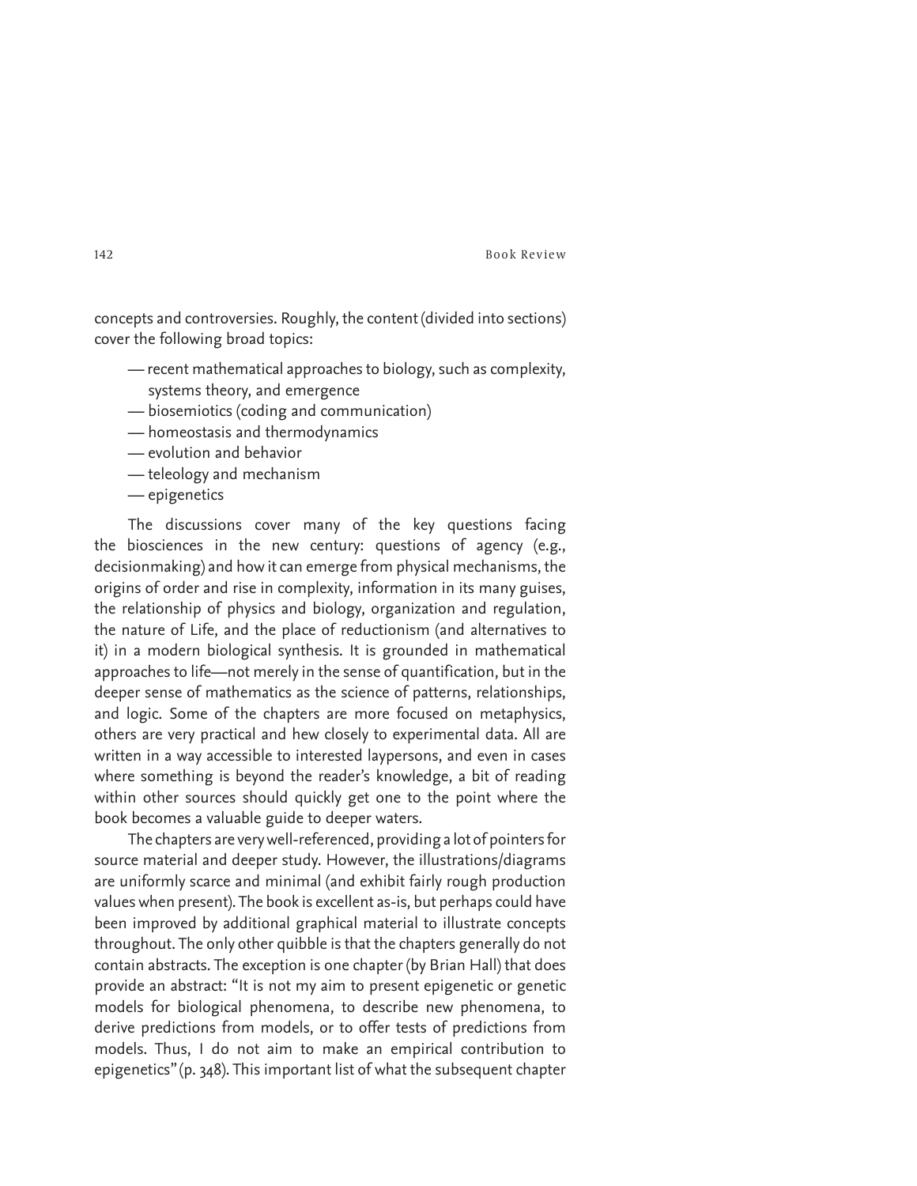concepts and controversies. Roughly, the content (divided into sections) cover the following broad topics:

- — recent mathematical approaches to biology, such as complexity, systems theory, and emergence
- — biosemiotics (coding and communication)
- — homeostasis and thermodynamics
- — evolution and behavior
- — teleology and mechanism
- — epigenetics

The discussions cover many of the key questions facing the biosciences in the new century: questions of agency (e.g., decisionmaking) and how it can emerge from physical mechanisms, the origins of order and rise in complexity, information in its many guises, the relationship of physics and biology, organization and regulation, the nature of Life, and the place of reductionism (and alternatives to it) in a modern biological synthesis. It is grounded in mathematical approaches to life—not merely in the sense of quantification, but in the deeper sense of mathematics as the science of patterns, relationships, and logic. Some of the chapters are more focused on metaphysics, others are very practical and hew closely to experimental data. All are written in a way accessible to interested laypersons, and even in cases where something is beyond the reader's knowledge, a bit of reading within other sources should quickly get one to the point where the book becomes a valuable guide to deeper waters.

The chapters are very well-referenced, providing a lot of pointers for source material and deeper study. However, the illustrations/diagrams are uniformly scarce and minimal (and exhibit fairly rough production values when present). The book is excellent as-is, but perhaps could have been improved by additional graphical material to illustrate concepts throughout. The only other quibble is that the chapters generally do not contain abstracts. The exception is one chapter (by Brian Hall) that does provide an abstract: "It is not my aim to present epigenetic or genetic models for biological phenomena, to describe new phenomena, to derive predictions from models, or to offer tests of predictions from models. Thus, I do not aim to make an empirical contribution to epigenetics" (p. 348). This important list of what the subsequent chapter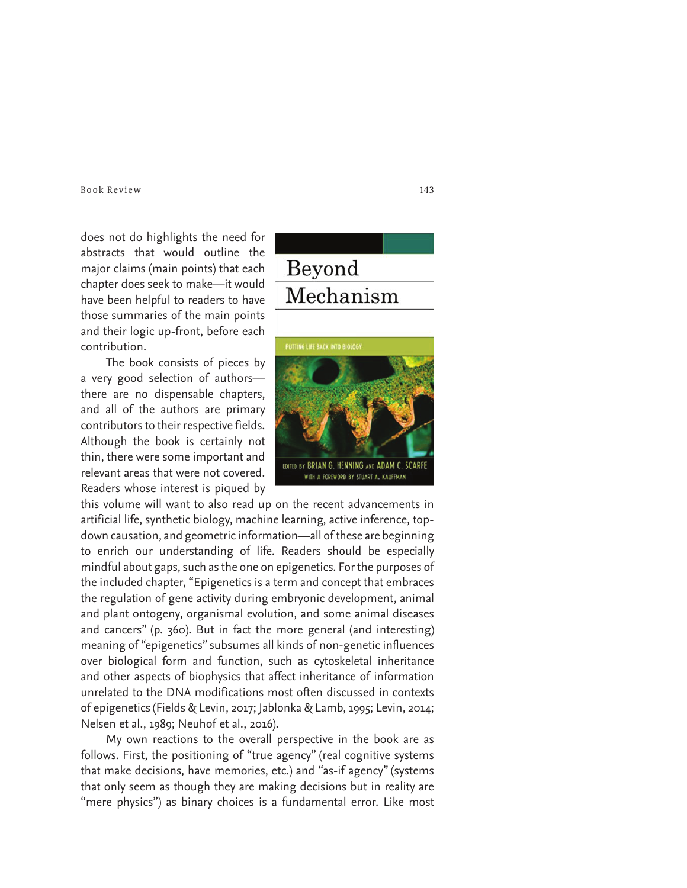does not do highlights the need for abstracts that would outline the major claims (main points) that each chapter does seek to make—it would have been helpful to readers to have those summaries of the main points and their logic up-front, before each contribution.

The book consists of pieces by a very good selection of authors—there are no dispensable chapters, and all of the authors are primary contributors to their respective fields. Although the book is certainly not thin, there were some important and relevant areas that were not covered. Readers whose interest is piqued by this volume will want to also read up on the recent advancements in artificial life, synthetic biology, machine learning, active inference, top-down causation, and geometric information—all of these are beginning to enrich our understanding of life. Readers should be especially mindful about gaps, such as the one on epigenetics. For the purposes of the included chapter, "Epigenetics is a term and concept that embraces the regulation of gene activity during embryonic development, animal and plant ontogeny, organismal evolution, and some animal diseases and cancers" (p. 360). But in fact the more general (and interesting) meaning of "epigenetics" subsumes all kinds of non-genetic influences over biological form and function, such as cytoskeletal inheritance and other aspects of biophysics that affect inheritance of information unrelated to the DNA modifications most often discussed in contexts of epigenetics (Fields & Levin, 2017; Jablonka & Lamb, 1995; Levin, 2014; Nelsen et al., 1989; Neuhof et al., 2016).

My own reactions to the overall perspective in the book are as follows. First, the positioning of "true agency" (real cognitive systems that make decisions, have memories, etc.) and "as-if agency" (systems that only seem as though they are making decisions but in reality are "mere physics") as binary choices is a fundamental error. Like most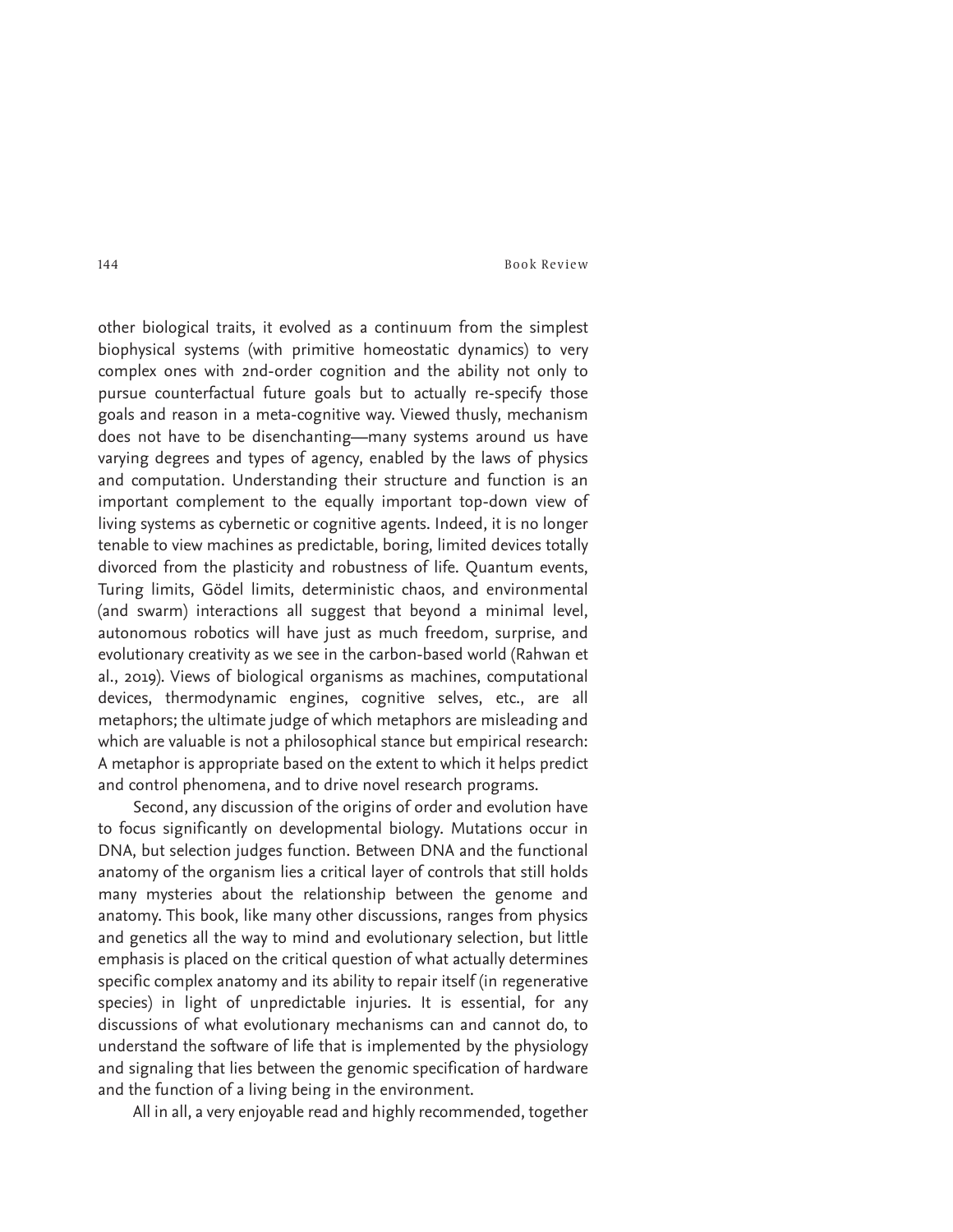other biological traits, it evolved as a continuum from the simplest biophysical systems (with primitive homeostatic dynamics) to very complex ones with 2nd-order cognition and the ability not only to pursue counterfactual future goals but to actually re-specify those goals and reason in a meta-cognitive way. Viewed thusly, mechanism does not have to be disenchanting—many systems around us have varying degrees and types of agency, enabled by the laws of physics and computation. Understanding their structure and function is an important complement to the equally important top-down view of living systems as cybernetic or cognitive agents. Indeed, it is no longer tenable to view machines as predictable, boring, limited devices totally divorced from the plasticity and robustness of life. Quantum events, Turing limits, Gödel limits, deterministic chaos, and environmental (and swarm) interactions all suggest that beyond a minimal level, autonomous robotics will have just as much freedom, surprise, and evolutionary creativity as we see in the carbon-based world (Rahwan et al., 2019). Views of biological organisms as machines, computational devices, thermodynamic engines, cognitive selves, etc., are all metaphors; the ultimate judge of which metaphors are misleading and which are valuable is not a philosophical stance but empirical research: A metaphor is appropriate based on the extent to which it helps predict and control phenomena, and to drive novel research programs.

Second, any discussion of the origins of order and evolution have to focus significantly on developmental biology. Mutations occur in DNA, but selection judges function. Between DNA and the functional anatomy of the organism lies a critical layer of controls that still holds many mysteries about the relationship between the genome and anatomy. This book, like many other discussions, ranges from physics and genetics all the way to mind and evolutionary selection, but little emphasis is placed on the critical question of what actually determines specific complex anatomy and its ability to repair itself (in regenerative species) in light of unpredictable injuries. It is essential, for any discussions of what evolutionary mechanisms can and cannot do, to understand the software of life that is implemented by the physiology and signaling that lies between the genomic specification of hardware and the function of a living being in the environment.

All in all, a very enjoyable read and highly recommended, together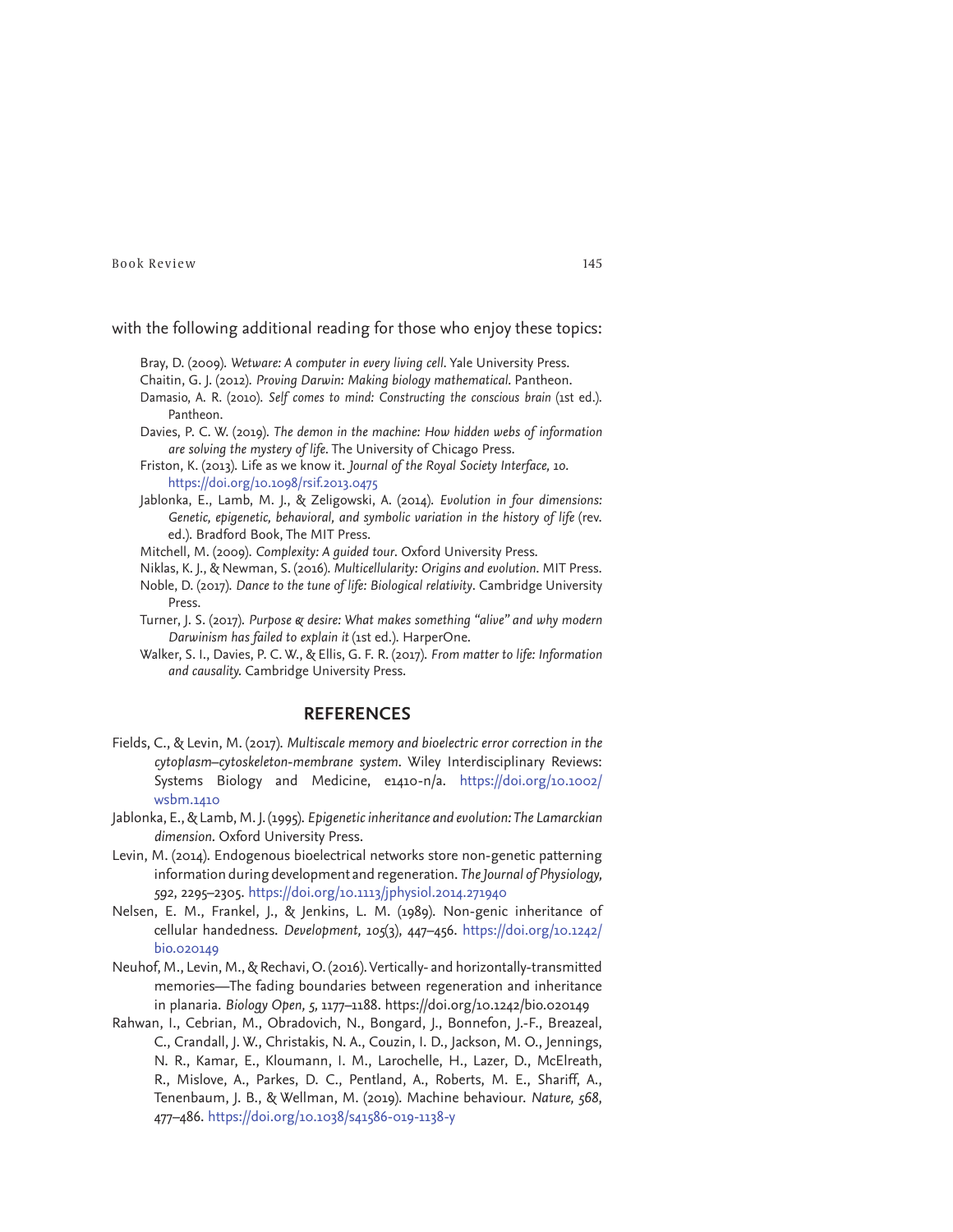with the following additional reading for those who enjoy these topics:

- Bray, D. (2009). *Wetware: A computer in every living cell*. Yale University Press.
- Chaitin, G. J. (2012). *Proving Darwin: Making biology mathematical*. Pantheon.
- Damasio, A. R. (2010). *Self comes to mind: Constructing the conscious brain* (1st ed.). Pantheon.
- Davies, P. C. W. (2019). *The demon in the machine: How hidden webs of information are solving the mystery of life*. The University of Chicago Press.
- Friston, K. (2013). Life as we know it. *Journal of the Royal Society Interface, 10*. https://doi.org/10.1098/rsif.2013.0475
- Jablonka, E., Lamb, M. J., & Zeligowski, A. (2014). *Evolution in four dimensions: Genetic, epigenetic, behavioral, and symbolic variation in the history of life* (rev. ed.). Bradford Book, The MIT Press.
- Mitchell, M. (2009). *Complexity: A guided tour*. Oxford University Press.
- Niklas, K. J., & Newman, S. (2016). *Multicellularity: Origins and evolution*. MIT Press.
- Noble, D. (2017). *Dance to the tune of life: Biological relativity*. Cambridge University Press.
- Turner, J. S. (2017). *Purpose & desire: What makes something "alive" and why modern Darwinism has failed to explain it* (1st ed.). HarperOne.
- Walker, S. I., Davies, P. C. W., & Ellis, G. F. R. (2017). *From matter to life: Information and causality*. Cambridge University Press.

## REFERENCES

Fields, C., & Levin, M. (2017). *Multiscale memory and bioelectric error correction in the cytoplasm–cytoskeleton-membrane system*. Wiley Interdisciplinary Reviews: Systems Biology and Medicine, e1410-n/a. https://doi.org/10.1002/wsbm.1410

Jablonka, E., & Lamb, M. J. (1995). *Epigenetic inheritance and evolution: The Lamarckian dimension*. Oxford University Press.

Levin, M. (2014). Endogenous bioelectrical networks store non-genetic patterning information during development and regeneration. *The Journal of Physiology, 592*, 2295–2305. https://doi.org/10.1113/jphysiol.2014.271940

Nelsen, E. M., Frankel, J., & Jenkins, L. M. (1989). Non-genic inheritance of cellular handedness. *Development, 105*(3), 447–456. https://doi.org/10.1242/bio.020149

Neuhof, M., Levin, M., & Rechavi, O. (2016). Vertically- and horizontally-transmitted memories—The fading boundaries between regeneration and inheritance in planaria. *Biology Open, 5*, 1177–1188. https://doi.org/10.1242/bio.020149

Rahwan, I., Cebrian, M., Obradovich, N., Bongard, J., Bonnefon, J.-F., Breazeal, C., Crandall, J. W., Christakis, N. A., Couzin, I. D., Jackson, M. O., Jennings, N. R., Kamar, E., Kloumann, I. M., Larochelle, H., Lazer, D., McElreath, R., Mislove, A., Parkes, D. C., Pentland, A., Roberts, M. E., Shariff, A., Tenenbaum, J. B., & Wellman, M. (2019). Machine behaviour. *Nature, 568*, 477–486. https://doi.org/10.1038/s41586-019-1138-y